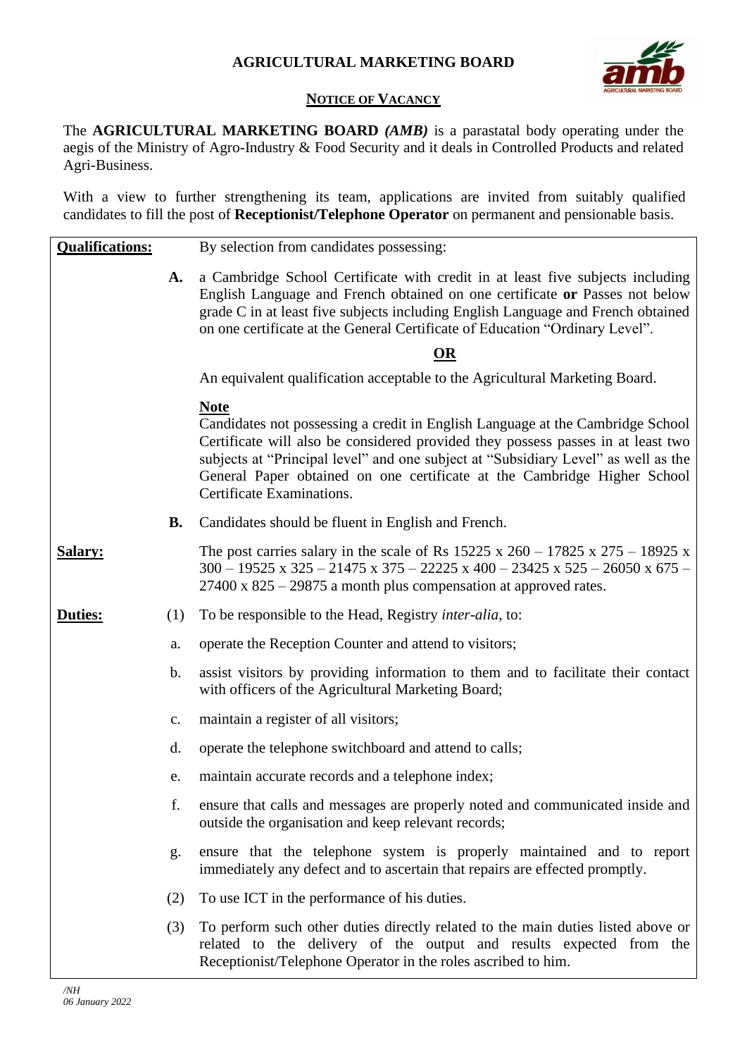# AGRICULTURAL MARKETING BOARD

## NOTICE OF VACANCY

The **AGRICULTURAL MARKETING BOARD** ***(AMB)*** is a parastatal body operating under the aegis of the Ministry of Agro-Industry & Food Security and it deals in Controlled Products and related Agri-Business.

With a view to further strengthening its team, applications are invited from suitably qualified candidates to fill the post of **Receptionist/Telephone Operator** on permanent and pensionable basis.

**Qualifications:**

By selection from candidates possessing:

**A.** a Cambridge School Certificate with credit in at least five subjects including English Language and French obtained on one certificate **or** Passes not below grade C in at least five subjects including English Language and French obtained on one certificate at the General Certificate of Education "Ordinary Level".

**OR**

An equivalent qualification acceptable to the Agricultural Marketing Board.

**Note**

Candidates not possessing a credit in English Language at the Cambridge School Certificate will also be considered provided they possess passes in at least two subjects at "Principal level" and one subject at "Subsidiary Level" as well as the General Paper obtained on one certificate at the Cambridge Higher School Certificate Examinations.

**B.** Candidates should be fluent in English and French.

**Salary:**

The post carries salary in the scale of Rs 15225 x 260 – 17825 x 275 – 18925 x 300 – 19525 x 325 – 21475 x 375 – 22225 x 400 – 23425 x 525 – 26050 x 675 – 27400 x 825 – 29875 a month plus compensation at approved rates.

**Duties:**

(1) To be responsible to the Head, Registry *inter-alia*, to:

a. operate the Reception Counter and attend to visitors;

b. assist visitors by providing information to them and to facilitate their contact with officers of the Agricultural Marketing Board;

c. maintain a register of all visitors;

d. operate the telephone switchboard and attend to calls;

e. maintain accurate records and a telephone index;

f. ensure that calls and messages are properly noted and communicated inside and outside the organisation and keep relevant records;

g. ensure that the telephone system is properly maintained and to report immediately any defect and to ascertain that repairs are effected promptly.

(2) To use ICT in the performance of his duties.

(3) To perform such other duties directly related to the main duties listed above or related to the delivery of the output and results expected from the Receptionist/Telephone Operator in the roles ascribed to him.

*/NH*
*06 January 2022*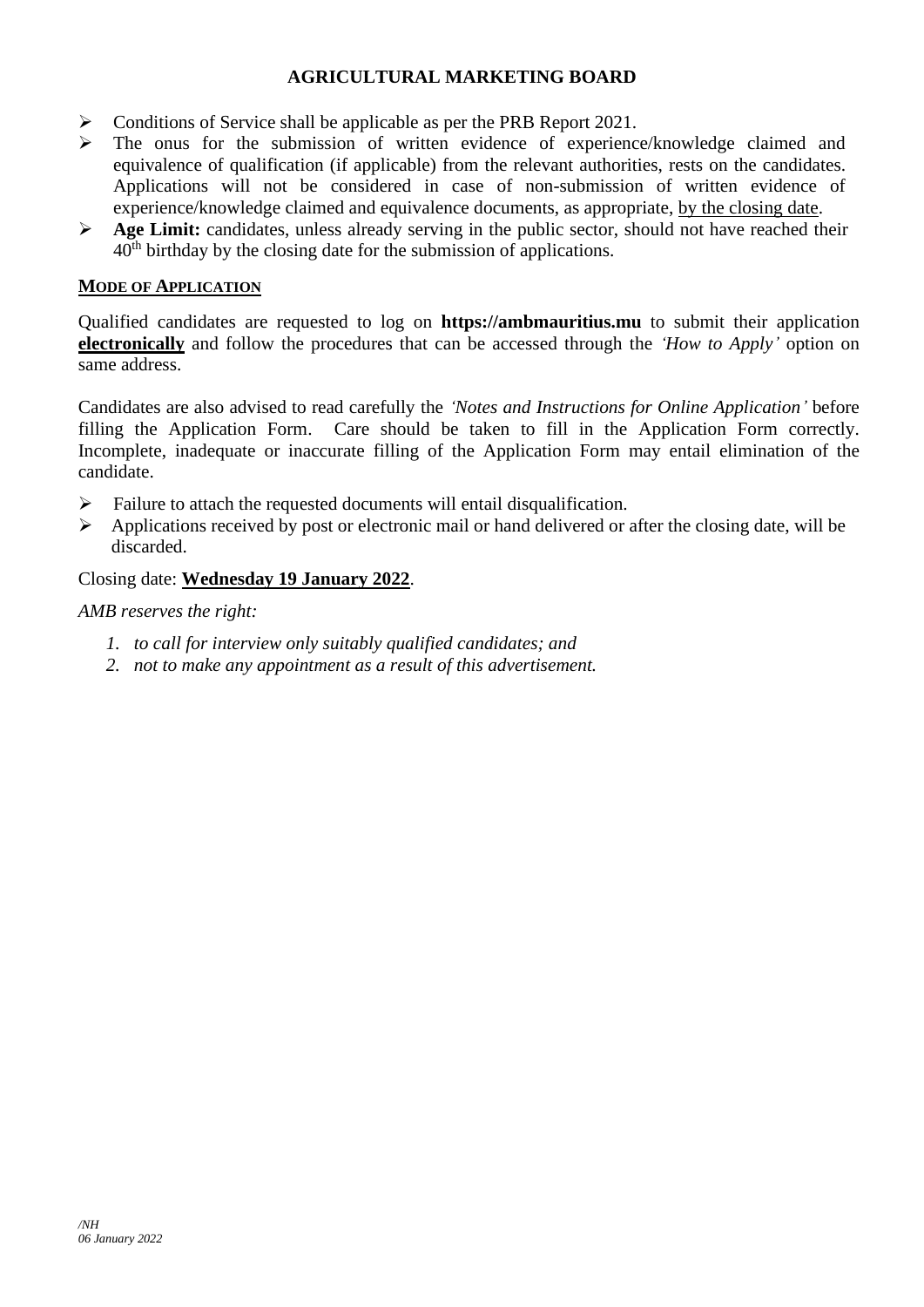**AGRICULTURAL MARKETING BOARD**

- Conditions of Service shall be applicable as per the PRB Report 2021.
- The onus for the submission of written evidence of experience/knowledge claimed and equivalence of qualification (if applicable) from the relevant authorities, rests on the candidates. Applications will not be considered in case of non-submission of written evidence of experience/knowledge claimed and equivalence documents, as appropriate, by the closing date.
- **Age Limit:** candidates, unless already serving in the public sector, should not have reached their 40th birthday by the closing date for the submission of applications.

**MODE OF APPLICATION**

Qualified candidates are requested to log on **https://ambmauritius.mu** to submit their application **electronically** and follow the procedures that can be accessed through the *'How to Apply'* option on same address.

Candidates are also advised to read carefully the *'Notes and Instructions for Online Application'* before filling the Application Form. Care should be taken to fill in the Application Form correctly. Incomplete, inadequate or inaccurate filling of the Application Form may entail elimination of the candidate.

- Failure to attach the requested documents will entail disqualification.
- Applications received by post or electronic mail or hand delivered or after the closing date, will be discarded.

Closing date: **Wednesday 19 January 2022**.

*AMB reserves the right:*

1. *to call for interview only suitably qualified candidates; and*
2. *not to make any appointment as a result of this advertisement.*

*/NH*
*06 January 2022*